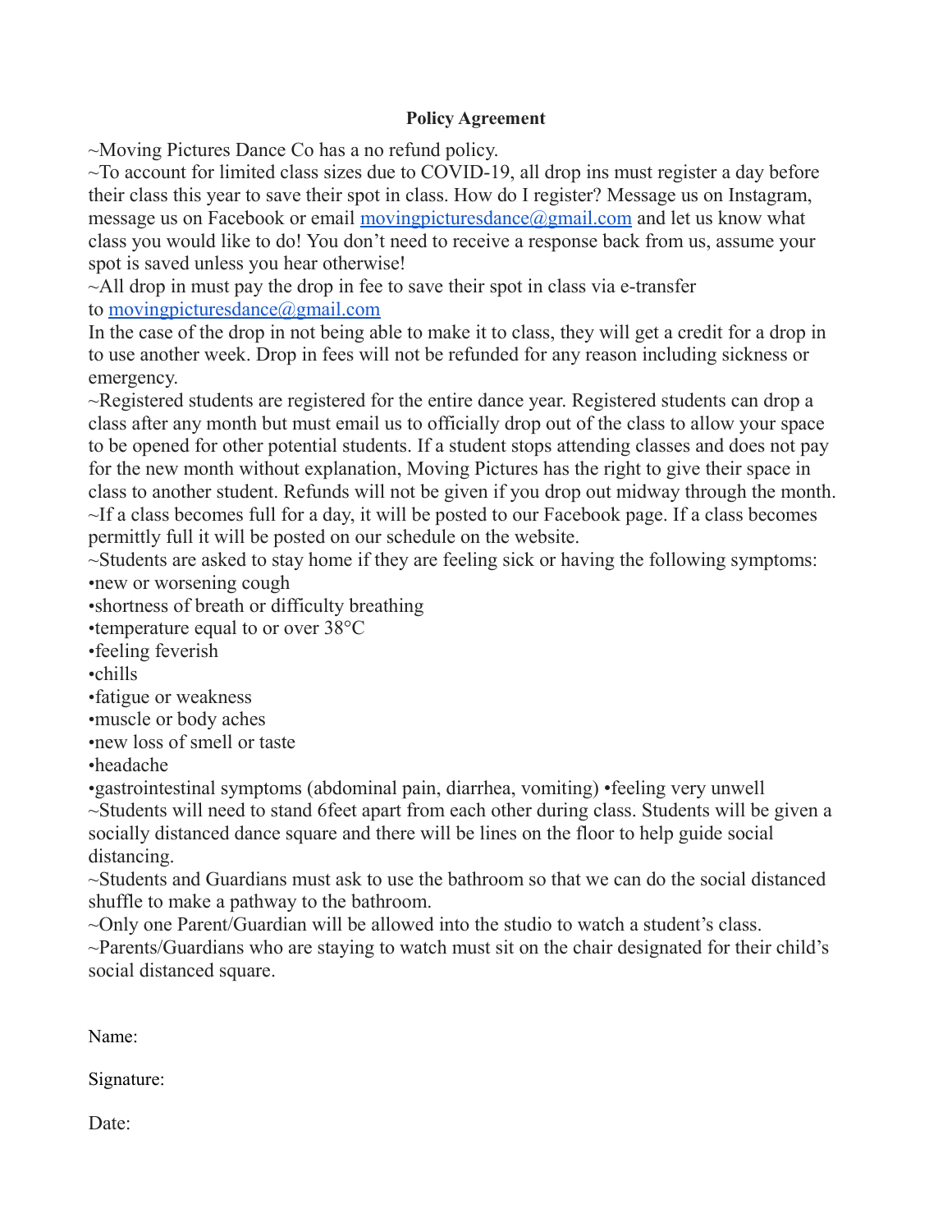**Policy Agreement**

~Moving Pictures Dance Co has a no refund policy.

~To account for limited class sizes due to COVID-19, all drop ins must register a day before their class this year to save their spot in class. How do I register? Message us on Instagram, message us on Facebook or email [movingpicturesdance@gmail.com](mailto:movingpicturesdance@gmail.com) and let us know what class you would like to do! You don't need to receive a response back from us, assume your spot is saved unless you hear otherwise!

~All drop in must pay the drop in fee to save their spot in class via e-transfer to [movingpicturesdance@gmail.com](mailto:movingpicturesdance@gmail.com)

In the case of the drop in not being able to make it to class, they will get a credit for a drop in to use another week. Drop in fees will not be refunded for any reason including sickness or emergency.

~Registered students are registered for the entire dance year. Registered students can drop a class after any month but must email us to officially drop out of the class to allow your space to be opened for other potential students. If a student stops attending classes and does not pay for the new month without explanation, Moving Pictures has the right to give their space in class to another student. Refunds will not be given if you drop out midway through the month.

~If a class becomes full for a day, it will be posted to our Facebook page. If a class becomes permittly full it will be posted on our schedule on the website.

~Students are asked to stay home if they are feeling sick or having the following symptoms:

•new or worsening cough
•shortness of breath or difficulty breathing
•temperature equal to or over 38°C
•feeling feverish
•chills
•fatigue or weakness
•muscle or body aches
•new loss of smell or taste
•headache
•gastrointestinal symptoms (abdominal pain, diarrhea, vomiting) •feeling very unwell

~Students will need to stand 6feet apart from each other during class. Students will be given a socially distanced dance square and there will be lines on the floor to help guide social distancing.

~Students and Guardians must ask to use the bathroom so that we can do the social distanced shuffle to make a pathway to the bathroom.

~Only one Parent/Guardian will be allowed into the studio to watch a student's class.

~Parents/Guardians who are staying to watch must sit on the chair designated for their child's social distanced square.

Name:

Signature:

Date: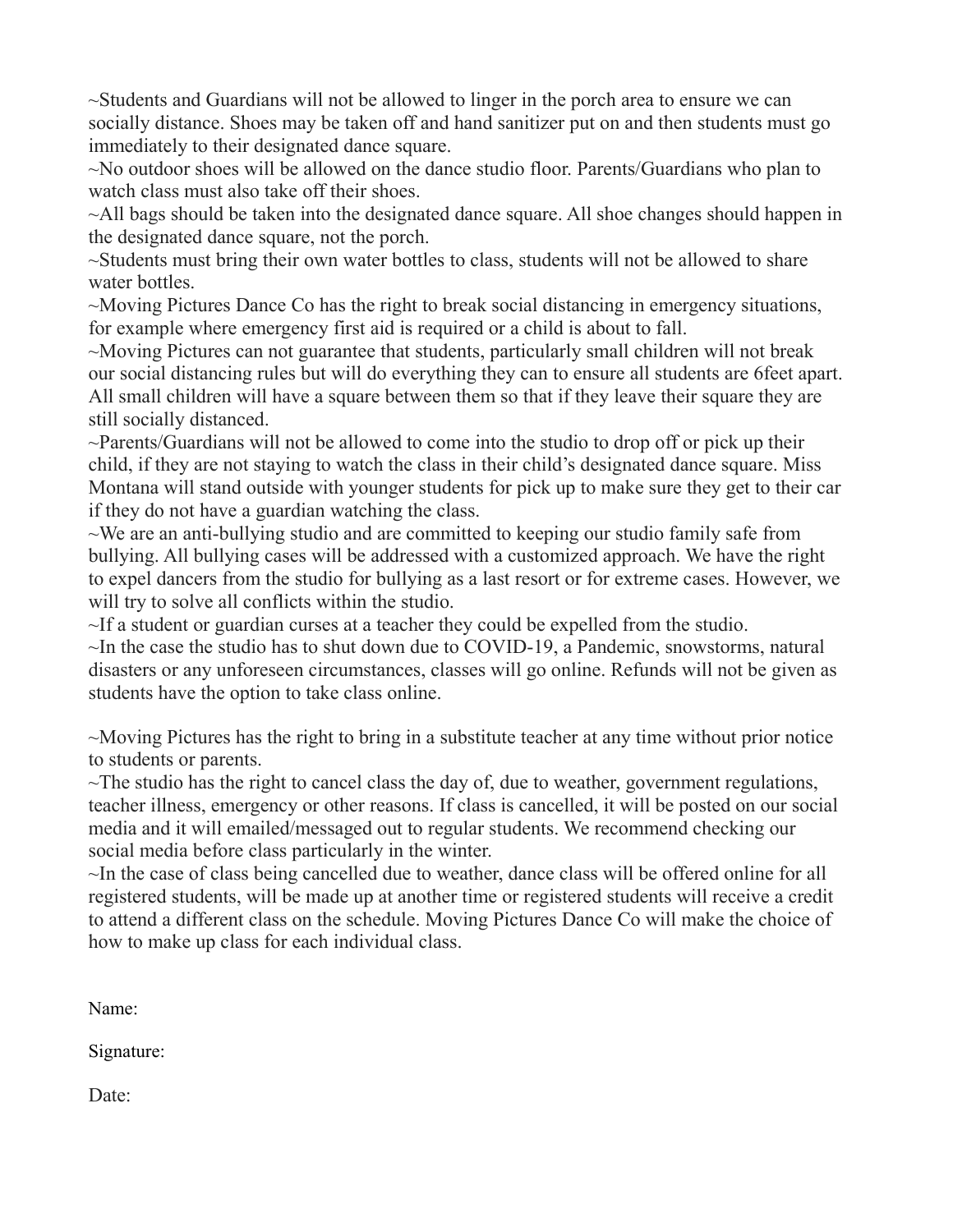~Students and Guardians will not be allowed to linger in the porch area to ensure we can socially distance. Shoes may be taken off and hand sanitizer put on and then students must go immediately to their designated dance square.

~No outdoor shoes will be allowed on the dance studio floor. Parents/Guardians who plan to watch class must also take off their shoes.

~All bags should be taken into the designated dance square. All shoe changes should happen in the designated dance square, not the porch.

~Students must bring their own water bottles to class, students will not be allowed to share water bottles.

~Moving Pictures Dance Co has the right to break social distancing in emergency situations, for example where emergency first aid is required or a child is about to fall.

~Moving Pictures can not guarantee that students, particularly small children will not break our social distancing rules but will do everything they can to ensure all students are 6feet apart. All small children will have a square between them so that if they leave their square they are still socially distanced.

~Parents/Guardians will not be allowed to come into the studio to drop off or pick up their child, if they are not staying to watch the class in their child's designated dance square. Miss Montana will stand outside with younger students for pick up to make sure they get to their car if they do not have a guardian watching the class.

~We are an anti-bullying studio and are committed to keeping our studio family safe from bullying. All bullying cases will be addressed with a customized approach. We have the right to expel dancers from the studio for bullying as a last resort or for extreme cases. However, we will try to solve all conflicts within the studio.

~If a student or guardian curses at a teacher they could be expelled from the studio.

~In the case the studio has to shut down due to COVID-19, a Pandemic, snowstorms, natural disasters or any unforeseen circumstances, classes will go online. Refunds will not be given as students have the option to take class online.

~Moving Pictures has the right to bring in a substitute teacher at any time without prior notice to students or parents.

~The studio has the right to cancel class the day of, due to weather, government regulations, teacher illness, emergency or other reasons. If class is cancelled, it will be posted on our social media and it will emailed/messaged out to regular students. We recommend checking our social media before class particularly in the winter.

~In the case of class being cancelled due to weather, dance class will be offered online for all registered students, will be made up at another time or registered students will receive a credit to attend a different class on the schedule. Moving Pictures Dance Co will make the choice of how to make up class for each individual class.

Name:

Signature:

Date: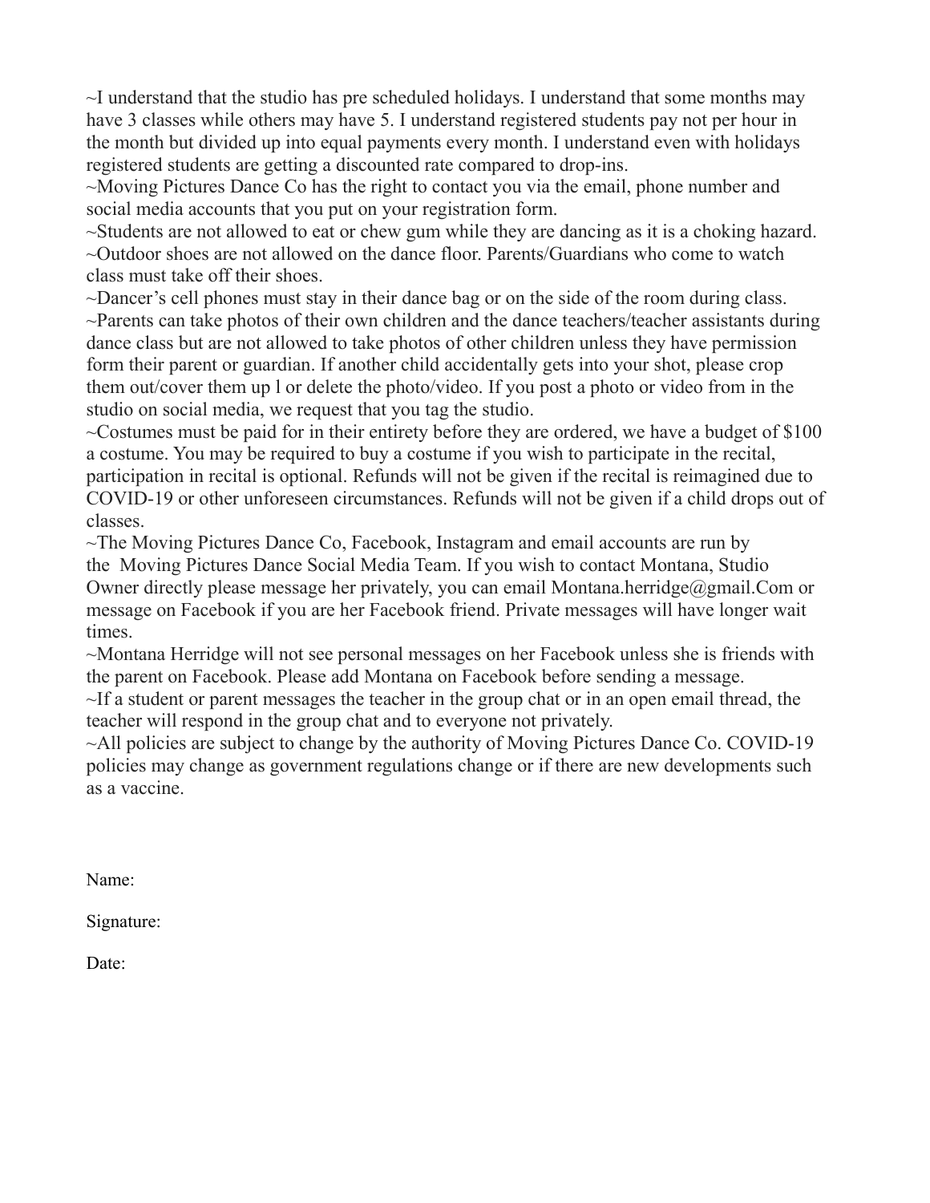~I understand that the studio has pre scheduled holidays. I understand that some months may have 3 classes while others may have 5. I understand registered students pay not per hour in the month but divided up into equal payments every month. I understand even with holidays registered students are getting a discounted rate compared to drop-ins.

~Moving Pictures Dance Co has the right to contact you via the email, phone number and social media accounts that you put on your registration form.

~Students are not allowed to eat or chew gum while they are dancing as it is a choking hazard.

~Outdoor shoes are not allowed on the dance floor. Parents/Guardians who come to watch class must take off their shoes.

~Dancer's cell phones must stay in their dance bag or on the side of the room during class.

~Parents can take photos of their own children and the dance teachers/teacher assistants during dance class but are not allowed to take photos of other children unless they have permission form their parent or guardian. If another child accidentally gets into your shot, please crop them out/cover them up l or delete the photo/video. If you post a photo or video from in the studio on social media, we request that you tag the studio.

~Costumes must be paid for in their entirety before they are ordered, we have a budget of $100 a costume. You may be required to buy a costume if you wish to participate in the recital, participation in recital is optional. Refunds will not be given if the recital is reimagined due to COVID-19 or other unforeseen circumstances. Refunds will not be given if a child drops out of classes.

~The Moving Pictures Dance Co, Facebook, Instagram and email accounts are run by the Moving Pictures Dance Social Media Team. If you wish to contact Montana, Studio Owner directly please message her privately, you can email Montana.herridge@gmail.Com or message on Facebook if you are her Facebook friend. Private messages will have longer wait times.

~Montana Herridge will not see personal messages on her Facebook unless she is friends with the parent on Facebook. Please add Montana on Facebook before sending a message.

~If a student or parent messages the teacher in the group chat or in an open email thread, the teacher will respond in the group chat and to everyone not privately.

~All policies are subject to change by the authority of Moving Pictures Dance Co. COVID-19 policies may change as government regulations change or if there are new developments such as a vaccine.

Name:

Signature:

Date: